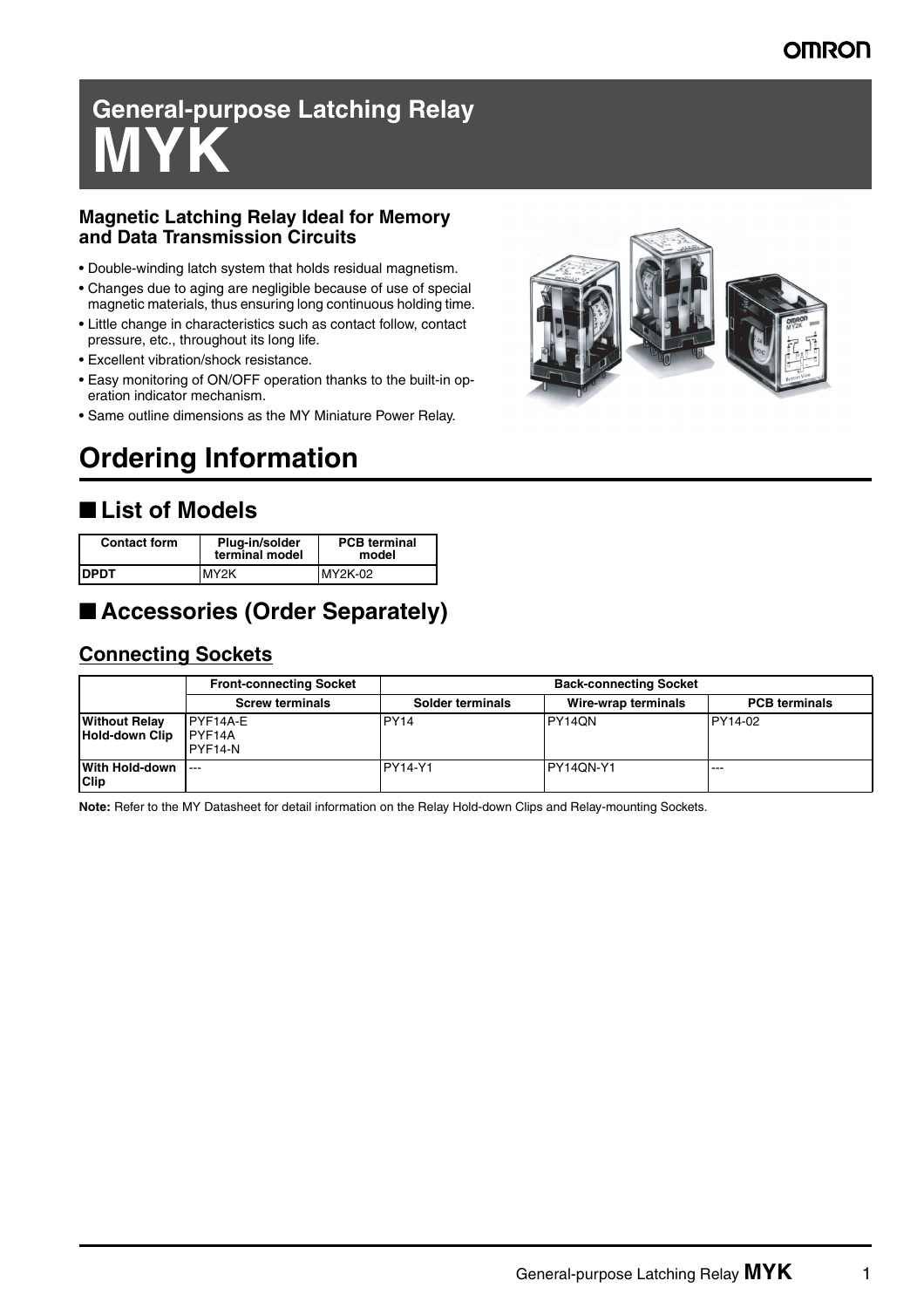# General-purpose Latching Relay
# MYK

### Magnetic Latching Relay Ideal for Memory and Data Transmission Circuits

- Double-winding latch system that holds residual magnetism.
- Changes due to aging are negligible because of use of special magnetic materials, thus ensuring long continuous holding time.
- Little change in characteristics such as contact follow, contact pressure, etc., throughout its long life.
- Excellent vibration/shock resistance.
- Easy monitoring of ON/OFF operation thanks to the built-in operation indicator mechanism.
- Same outline dimensions as the MY Miniature Power Relay.

# Ordering Information

## ■ List of Models

| Contact form | Plug-in/solder terminal model | PCB terminal model |
|---|---|---|
| **DPDT** | MY2K | MY2K-02 |

## ■ Accessories (Order Separately)

### Connecting Sockets

| | Front-connecting Socket | Back-connecting Socket | | |
|---|---|---|---|---|
| | Screw terminals | Solder terminals | Wire-wrap terminals | PCB terminals |
| **Without Relay Hold-down Clip** | PYF14A-E<br>PYF14A<br>PYF14-N | PY14 | PY14QN | PY14-02 |
| **With Hold-down Clip** | --- | PY14-Y1 | PY14QN-Y1 | --- |

**Note:** Refer to the MY Datasheet for detail information on the Relay Hold-down Clips and Relay-mounting Sockets.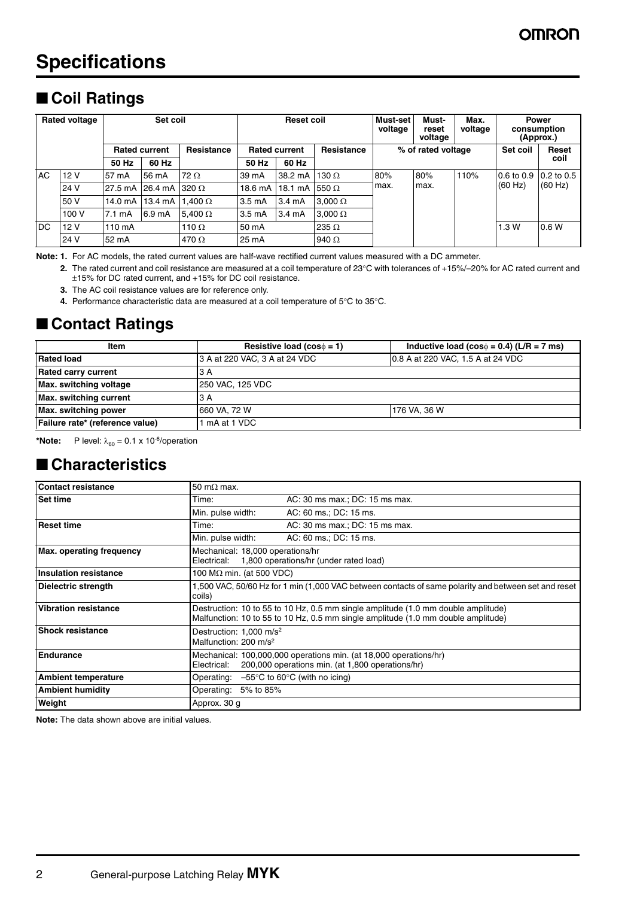# Specifications

## ■ Coil Ratings

| Rated voltage | | Set coil | | | Reset coil | | | Must-set voltage | Must-reset voltage | Max. voltage | Power consumption (Approx.) | |
|---|---|---|---|---|---|---|---|---|---|---|---|---|
| | | Rated current | | Resistance | Rated current | | Resistance | % of rated voltage | | | Set coil | Reset coil |
| | | 50 Hz | 60 Hz | | 50 Hz | 60 Hz | | | | | | |
| AC | 12 V | 57 mA | 56 mA | 72 Ω | 39 mA | 38.2 mA | 130 Ω | 80% max. | 80% max. | 110% | 0.6 to 0.9 (60 Hz) | 0.2 to 0.5 (60 Hz) |
| | 24 V | 27.5 mA | 26.4 mA | 320 Ω | 18.6 mA | 18.1 mA | 550 Ω | | | | | |
| | 50 V | 14.0 mA | 13.4 mA | 1,400 Ω | 3.5 mA | 3.4 mA | 3,000 Ω | | | | | |
| | 100 V | 7.1 mA | 6.9 mA | 5,400 Ω | 3.5 mA | 3.4 mA | 3,000 Ω | | | | | |
| DC | 12 V | 110 mA | | 110 Ω | 50 mA | | 235 Ω | | | | 1.3 W | 0.6 W |
| | 24 V | 52 mA | | 470 Ω | 25 mA | | 940 Ω | | | | | |

**Note: 1.** For AC models, the rated current values are half-wave rectified current values measured with a DC ammeter.

**2.** The rated current and coil resistance are measured at a coil temperature of 23°C with tolerances of +15%/–20% for AC rated current and ±15% for DC rated current, and +15% for DC coil resistance.

**3.** The AC coil resistance values are for reference only.

**4.** Performance characteristic data are measured at a coil temperature of 5°C to 35°C.

## ■ Contact Ratings

| Item | Resistive load (cosϕ = 1) | Inductive load (cosϕ = 0.4) (L/R = 7 ms) |
|---|---|---|
| **Rated load** | 3 A at 220 VAC, 3 A at 24 VDC | 0.8 A at 220 VAC, 1.5 A at 24 VDC |
| **Rated carry current** | 3 A | |
| **Max. switching voltage** | 250 VAC, 125 VDC | |
| **Max. switching current** | 3 A | |
| **Max. switching power** | 660 VA, 72 W | 176 VA, 36 W |
| **Failure rate\* (reference value)** | 1 mA at 1 VDC | |

**\*Note:** P level: $\lambda_{60} = 0.1 \times 10^{-6}$/operation

## ■ Characteristics

| | | |
|---|---|---|
| **Contact resistance** | 50 mΩ max. | |
| **Set time** | Time: | AC: 30 ms max.; DC: 15 ms max. |
| | Min. pulse width: | AC: 60 ms.; DC: 15 ms. |
| **Reset time** | Time: | AC: 30 ms max.; DC: 15 ms max. |
| | Min. pulse width: | AC: 60 ms.; DC: 15 ms. |
| **Max. operating frequency** | Mechanical: 18,000 operations/hr<br>Electrical: 1,800 operations/hr (under rated load) | |
| **Insulation resistance** | 100 MΩ min. (at 500 VDC) | |
| **Dielectric strength** | 1,500 VAC, 50/60 Hz for 1 min (1,000 VAC between contacts of same polarity and between set and reset coils) | |
| **Vibration resistance** | Destruction: 10 to 55 to 10 Hz, 0.5 mm single amplitude (1.0 mm double amplitude)<br>Malfunction: 10 to 55 to 10 Hz, 0.5 mm single amplitude (1.0 mm double amplitude) | |
| **Shock resistance** | Destruction: 1,000 $m/s^2$<br>Malfunction: 200 $m/s^2$ | |
| **Endurance** | Mechanical: 100,000,000 operations min. (at 18,000 operations/hr)<br>Electrical: 200,000 operations min. (at 1,800 operations/hr) | |
| **Ambient temperature** | Operating: –55°C to 60°C (with no icing) | |
| **Ambient humidity** | Operating: 5% to 85% | |
| **Weight** | Approx. 30 g | |

**Note:** The data shown above are initial values.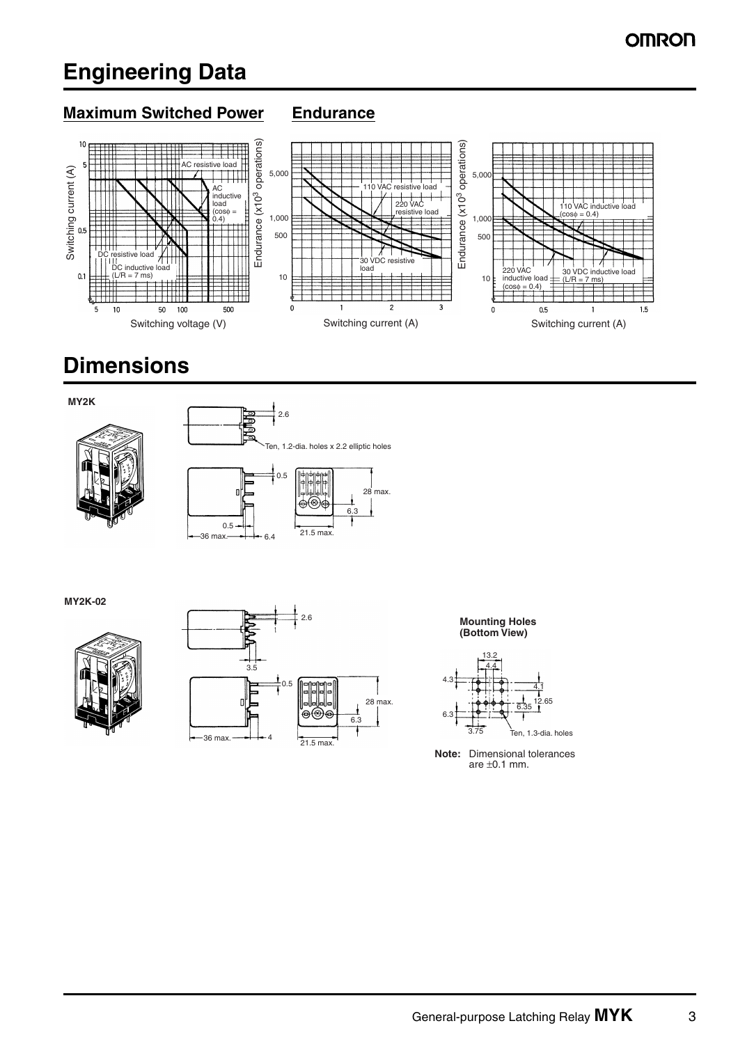# Engineering Data

## Maximum Switched Power

## Endurance

# Dimensions

**MY2K**

Ten, 1.2-dia. holes x 2.2 elliptic holes

**MY2K-02**

**Mounting Holes (Bottom View)**

Ten, 1.3-dia. holes

**Note:** Dimensional tolerances are ±0.1 mm.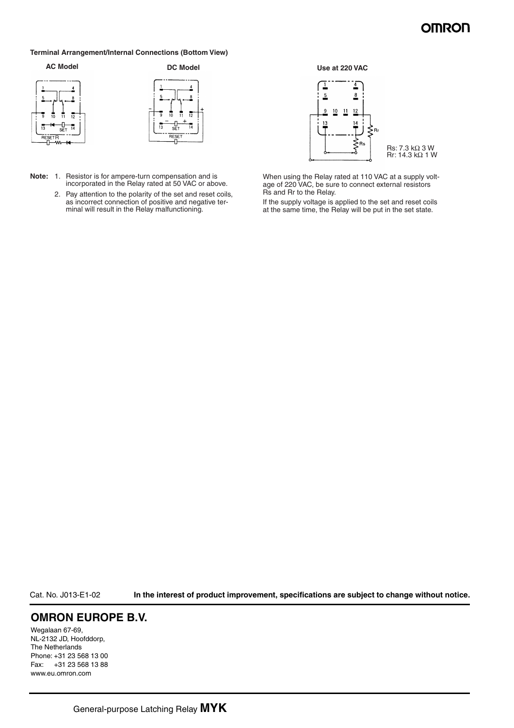**Terminal Arrangement/Internal Connections (Bottom View)**

**AC Model**

**DC Model**

**Note:**
1. Resistor is for ampere-turn compensation and is incorporated in the Relay rated at 50 VAC or above.
2. Pay attention to the polarity of the set and reset coils, as incorrect connection of positive and negative terminal will result in the Relay malfunctioning.

**Use at 220 VAC**

Rs: 7.3 kΩ 3 W
Rr: 14.3 kΩ 1 W

When using the Relay rated at 110 VAC at a supply voltage of 220 VAC, be sure to connect external resistors Rs and Rr to the Relay.

If the supply voltage is applied to the set and reset coils at the same time, the Relay will be put in the set state.

Cat. No. J013-E1-02 **In the interest of product improvement, specifications are subject to change without notice.**

## OMRON EUROPE B.V.

Wegalaan 67-69,
NL-2132 JD, Hoofddorp,
The Netherlands
Phone: +31 23 568 13 00
Fax: +31 23 568 13 88
www.eu.omron.com